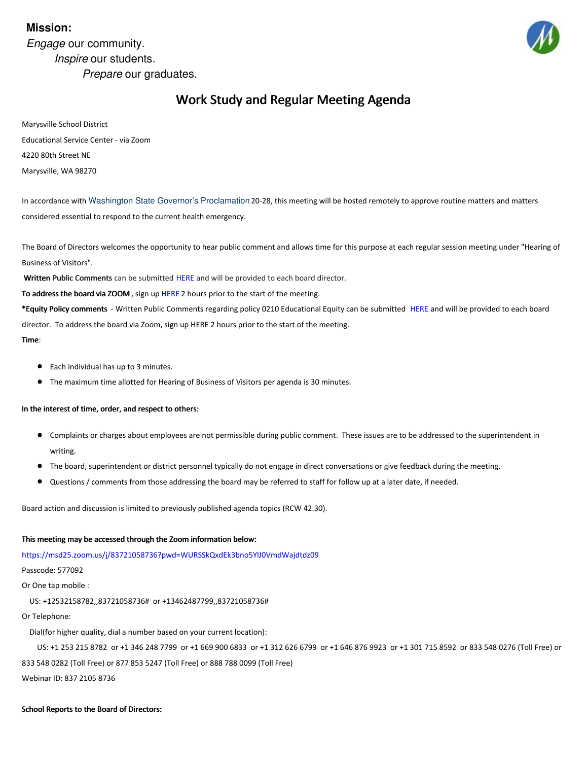**Mission:**

*Engage* our community.
*Inspire* our students.
*Prepare* our graduates.

# Work Study and Regular Meeting Agenda

Marysville School District

Educational Service Center - via Zoom

4220 80th Street NE

Marysville, WA 98270

In accordance with Washington State Governor's Proclamation 20-28, this meeting will be hosted remotely to approve routine matters and matters considered essential to respond to the current health emergency.

The Board of Directors welcomes the opportunity to hear public comment and allows time for this purpose at each regular session meeting under "Hearing of Business of Visitors".

**Written Public Comments** can be submitted HERE and will be provided to each board director.

**To address the board via ZOOM**, sign up HERE 2 hours prior to the start of the meeting.

**\*Equity Policy comments** - Written Public Comments regarding policy 0210 Educational Equity can be submitted HERE and will be provided to each board director. To address the board via Zoom, sign up HERE 2 hours prior to the start of the meeting.

**Time**:

- Each individual has up to 3 minutes.
- The maximum time allotted for Hearing of Business of Visitors per agenda is 30 minutes.

**In the interest of time, order, and respect to others:**

- Complaints or charges about employees are not permissible during public comment. These issues are to be addressed to the superintendent in writing.
- The board, superintendent or district personnel typically do not engage in direct conversations or give feedback during the meeting.
- Questions / comments from those addressing the board may be referred to staff for follow up at a later date, if needed.

Board action and discussion is limited to previously published agenda topics (RCW 42.30).

**This meeting may be accessed through the Zoom information below:**

https://msd25.zoom.us/j/83721058736?pwd=WURSSkQxdEk3bno5YlJ0VmdWajdtdz09

Passcode: 577092

Or One tap mobile :

US: +12532158782,,83721058736# or +13462487799,,83721058736#

Or Telephone:

Dial(for higher quality, dial a number based on your current location):

US: +1 253 215 8782 or +1 346 248 7799 or +1 669 900 6833 or +1 312 626 6799 or +1 646 876 9923 or +1 301 715 8592 or 833 548 0276 (Toll Free) or 833 548 0282 (Toll Free) or 877 853 5247 (Toll Free) or 888 788 0099 (Toll Free)

Webinar ID: 837 2105 8736

**School Reports to the Board of Directors:**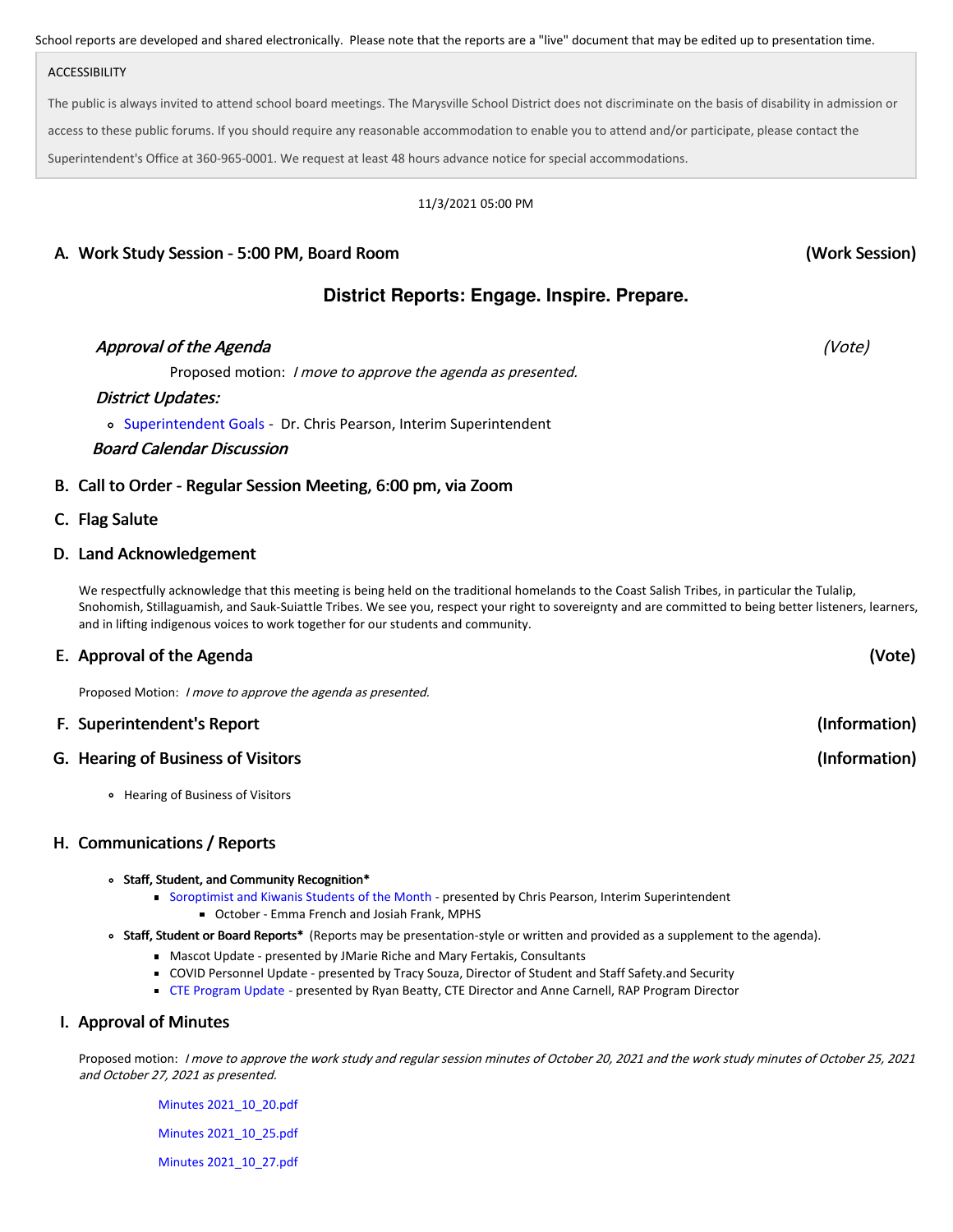School reports are developed and shared electronically. Please note that the reports are a "live" document that may be edited up to presentation time.

ACCESSIBILITY

The public is always invited to attend school board meetings. The Marysville School District does not discriminate on the basis of disability in admission or access to these public forums. If you should require any reasonable accommodation to enable you to attend and/or participate, please contact the Superintendent's Office at 360-965-0001. We request at least 48 hours advance notice for special accommodations.

11/3/2021 05:00 PM

## A. Work Study Session - 5:00 PM, Board Room (Work Session)

### District Reports: Engage. Inspire. Prepare.

***Approval of the Agenda*** *(Vote)*

Proposed motion: *I move to approve the agenda as presented.*

***District Updates:***

- Superintendent Goals - Dr. Chris Pearson, Interim Superintendent

***Board Calendar Discussion***

## B. Call to Order - Regular Session Meeting, 6:00 pm, via Zoom

## C. Flag Salute

## D. Land Acknowledgement

We respectfully acknowledge that this meeting is being held on the traditional homelands to the Coast Salish Tribes, in particular the Tulalip, Snohomish, Stillaguamish, and Sauk-Suiattle Tribes. We see you, respect your right to sovereignty and are committed to being better listeners, learners, and in lifting indigenous voices to work together for our students and community.

## E. Approval of the Agenda (Vote)

Proposed Motion: *I move to approve the agenda as presented.*

## F. Superintendent's Report (Information)

## G. Hearing of Business of Visitors (Information)

- Hearing of Business of Visitors

## H. Communications / Reports

- **Staff, Student, and Community Recognition***
  - Soroptimist and Kiwanis Students of the Month - presented by Chris Pearson, Interim Superintendent
    - October - Emma French and Josiah Frank, MPHS
- **Staff, Student or Board Reports*** (Reports may be presentation-style or written and provided as a supplement to the agenda).
  - Mascot Update - presented by JMarie Riche and Mary Fertakis, Consultants
  - COVID Personnel Update - presented by Tracy Souza, Director of Student and Staff Safety.and Security
  - CTE Program Update - presented by Ryan Beatty, CTE Director and Anne Carnell, RAP Program Director

## I. Approval of Minutes

Proposed motion: *I move to approve the work study and regular session minutes of October 20, 2021 and the work study minutes of October 25, 2021 and October 27, 2021 as presented.*

Minutes 2021_10_20.pdf

Minutes 2021_10_25.pdf

Minutes 2021_10_27.pdf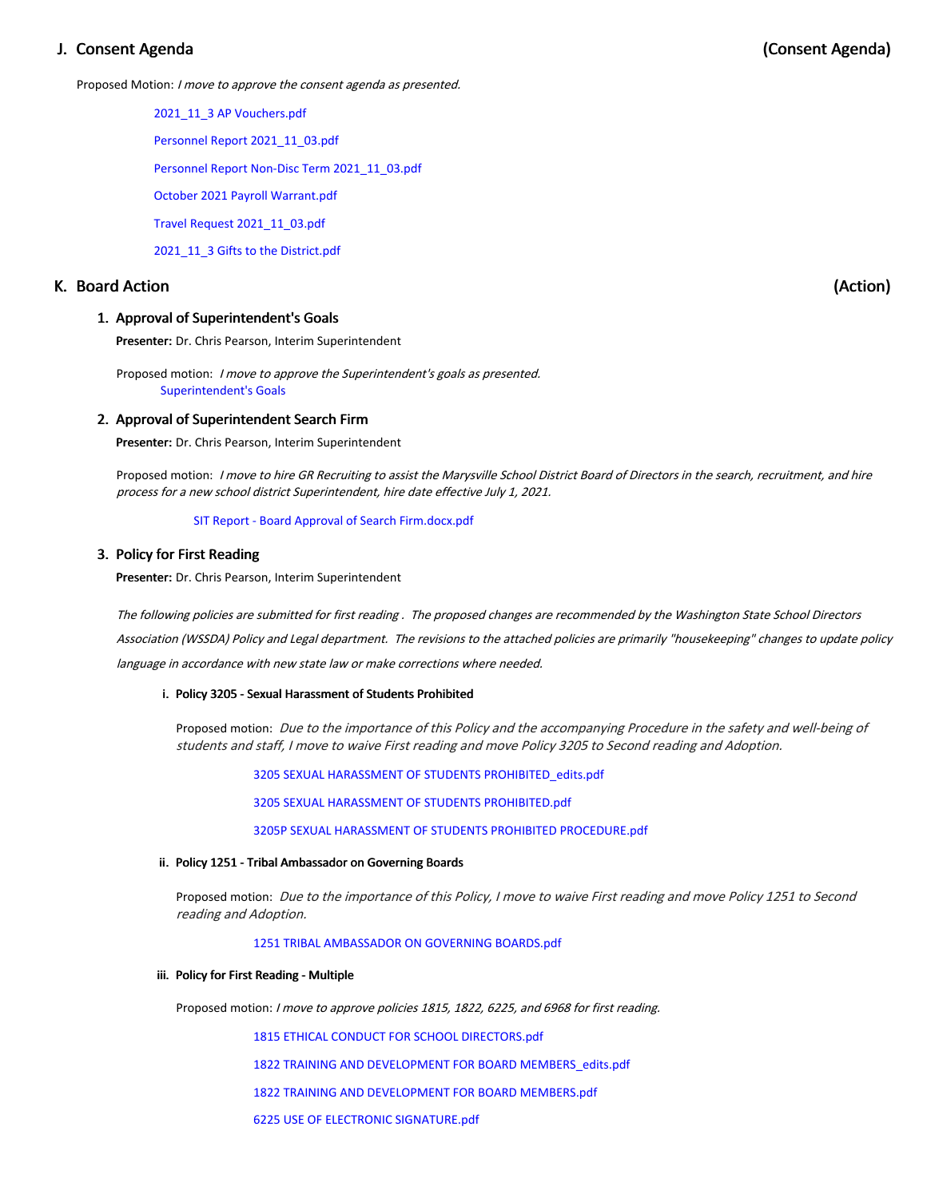## J. Consent Agenda (Consent Agenda)

Proposed Motion: *I move to approve the consent agenda as presented.*

2021_11_3 AP Vouchers.pdf

Personnel Report 2021_11_03.pdf

Personnel Report Non-Disc Term 2021_11_03.pdf

October 2021 Payroll Warrant.pdf

Travel Request 2021_11_03.pdf

2021_11_3 Gifts to the District.pdf

## K. Board Action (Action)

### 1. Approval of Superintendent's Goals

**Presenter:** Dr. Chris Pearson, Interim Superintendent

Proposed motion: *I move to approve the Superintendent's goals as presented.*

Superintendent's Goals

### 2. Approval of Superintendent Search Firm

**Presenter:** Dr. Chris Pearson, Interim Superintendent

Proposed motion: *I move to hire GR Recruiting to assist the Marysville School District Board of Directors in the search, recruitment, and hire process for a new school district Superintendent, hire date effective July 1, 2021.*

SIT Report - Board Approval of Search Firm.docx.pdf

### 3. Policy for First Reading

**Presenter:** Dr. Chris Pearson, Interim Superintendent

*The following policies are submitted for first reading . The proposed changes are recommended by the Washington State School Directors Association (WSSDA) Policy and Legal department. The revisions to the attached policies are primarily "housekeeping" changes to update policy language in accordance with new state law or make corrections where needed.*

#### i. Policy 3205 - Sexual Harassment of Students Prohibited

Proposed motion: *Due to the importance of this Policy and the accompanying Procedure in the safety and well-being of students and staff, I move to waive First reading and move Policy 3205 to Second reading and Adoption.*

3205 SEXUAL HARASSMENT OF STUDENTS PROHIBITED_edits.pdf

3205 SEXUAL HARASSMENT OF STUDENTS PROHIBITED.pdf

3205P SEXUAL HARASSMENT OF STUDENTS PROHIBITED PROCEDURE.pdf

#### ii. Policy 1251 - Tribal Ambassador on Governing Boards

Proposed motion: *Due to the importance of this Policy, I move to waive First reading and move Policy 1251 to Second reading and Adoption.*

1251 TRIBAL AMBASSADOR ON GOVERNING BOARDS.pdf

#### iii. Policy for First Reading - Multiple

Proposed motion: *I move to approve policies 1815, 1822, 6225, and 6968 for first reading.*

1815 ETHICAL CONDUCT FOR SCHOOL DIRECTORS.pdf

1822 TRAINING AND DEVELOPMENT FOR BOARD MEMBERS_edits.pdf

1822 TRAINING AND DEVELOPMENT FOR BOARD MEMBERS.pdf

6225 USE OF ELECTRONIC SIGNATURE.pdf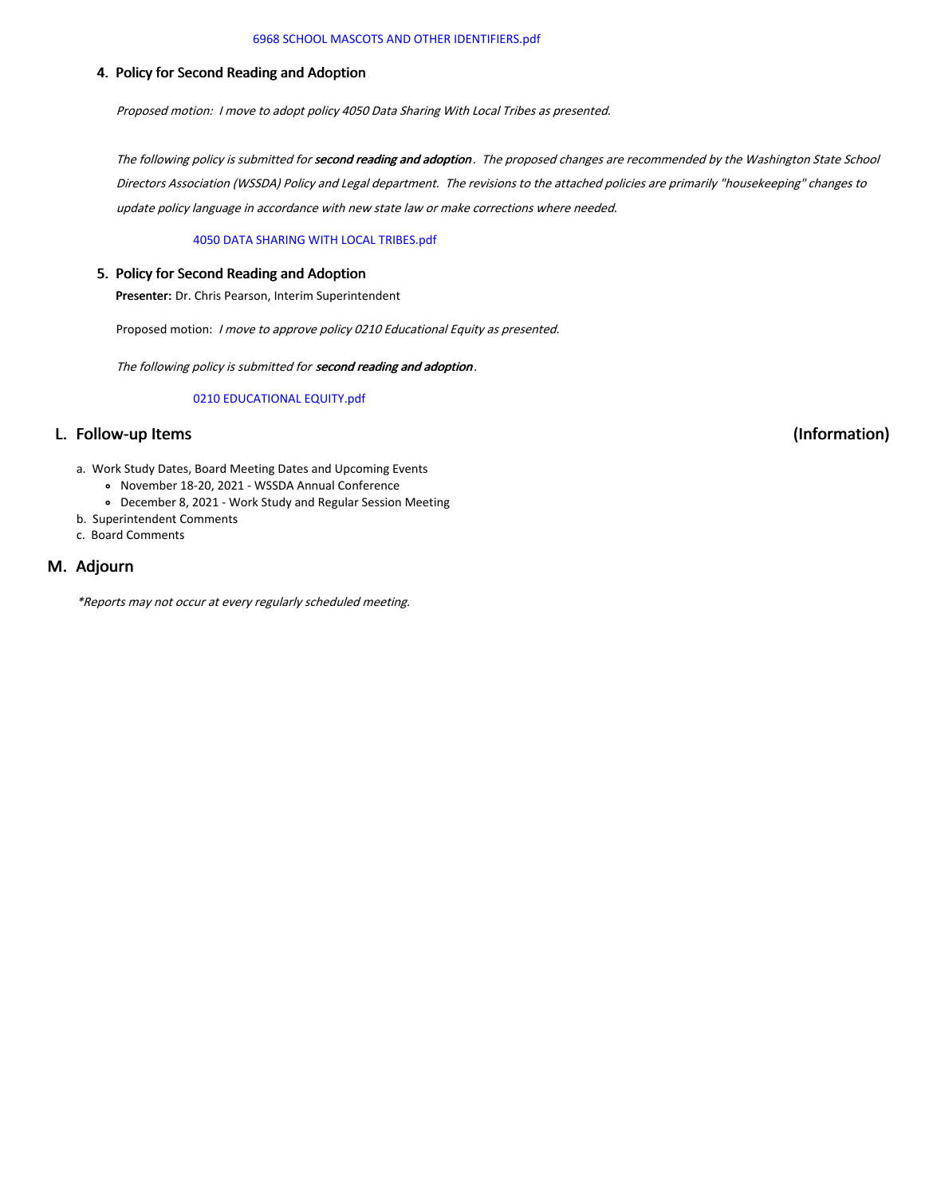6968 SCHOOL MASCOTS AND OTHER IDENTIFIERS.pdf

### 4. Policy for Second Reading and Adoption

*Proposed motion: I move to adopt policy 4050 Data Sharing With Local Tribes as presented.*

*The following policy is submitted for **second reading and adoption**. The proposed changes are recommended by the Washington State School Directors Association (WSSDA) Policy and Legal department. The revisions to the attached policies are primarily "housekeeping" changes to update policy language in accordance with new state law or make corrections where needed.*

4050 DATA SHARING WITH LOCAL TRIBES.pdf

### 5. Policy for Second Reading and Adoption

**Presenter:** Dr. Chris Pearson, Interim Superintendent

Proposed motion: *I move to approve policy 0210 Educational Equity as presented.*

*The following policy is submitted for **second reading and adoption**.*

0210 EDUCATIONAL EQUITY.pdf

## L. Follow-up Items (Information)

a. Work Study Dates, Board Meeting Dates and Upcoming Events
   - November 18-20, 2021 - WSSDA Annual Conference
   - December 8, 2021 - Work Study and Regular Session Meeting

b. Superintendent Comments

c. Board Comments

## M. Adjourn

*\*Reports may not occur at every regularly scheduled meeting.*